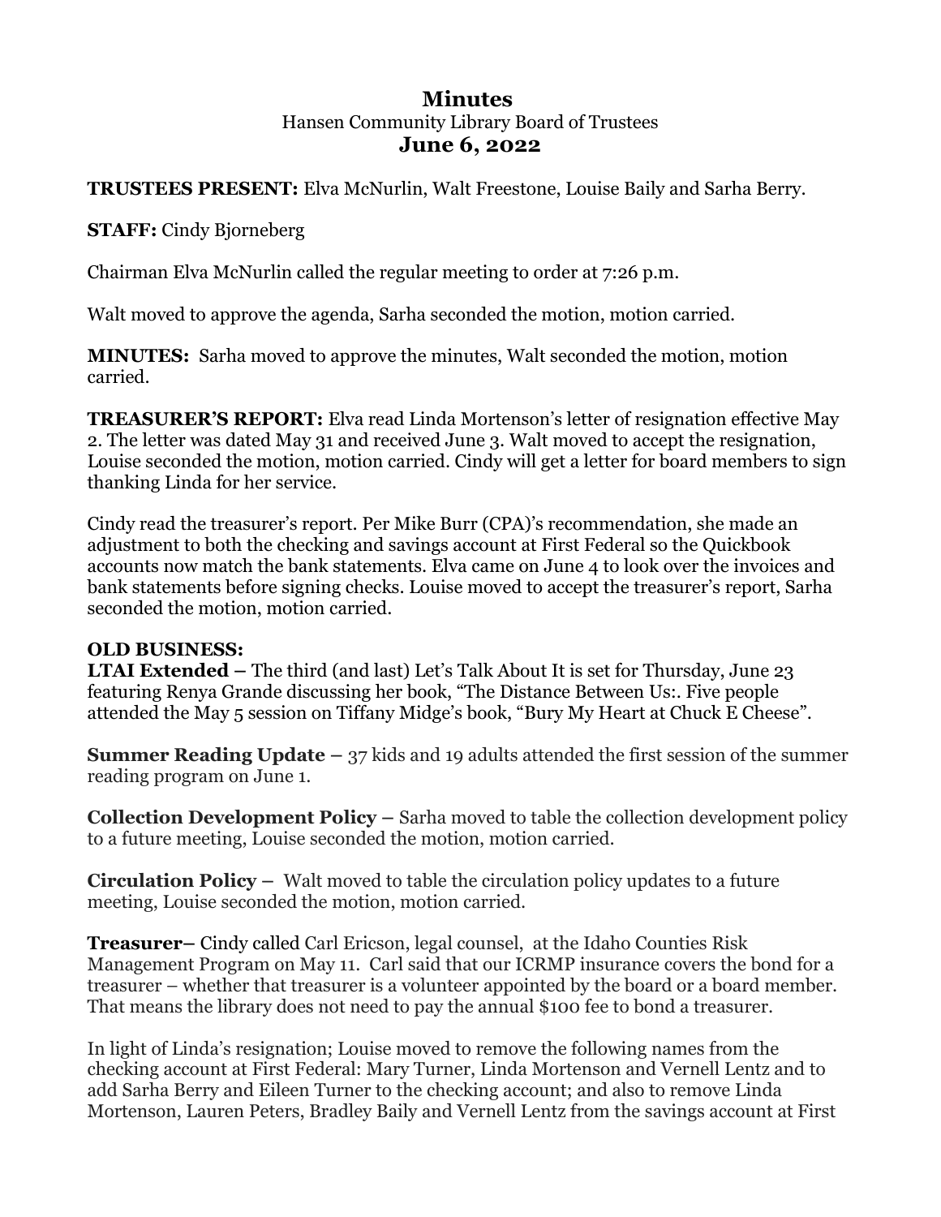# Minutes

Hansen Community Library Board of Trustees

## June 6, 2022

**TRUSTEES PRESENT:** Elva McNurlin, Walt Freestone, Louise Baily and Sarha Berry.

**STAFF:** Cindy Bjorneberg

Chairman Elva McNurlin called the regular meeting to order at 7:26 p.m.

Walt moved to approve the agenda, Sarha seconded the motion, motion carried.

**MINUTES:** Sarha moved to approve the minutes, Walt seconded the motion, motion carried.

**TREASURER'S REPORT:** Elva read Linda Mortenson's letter of resignation effective May 2. The letter was dated May 31 and received June 3. Walt moved to accept the resignation, Louise seconded the motion, motion carried. Cindy will get a letter for board members to sign thanking Linda for her service.

Cindy read the treasurer's report. Per Mike Burr (CPA)'s recommendation, she made an adjustment to both the checking and savings account at First Federal so the Quickbook accounts now match the bank statements. Elva came on June 4 to look over the invoices and bank statements before signing checks. Louise moved to accept the treasurer's report, Sarha seconded the motion, motion carried.

**OLD BUSINESS:**

**LTAI Extended –** The third (and last) Let's Talk About It is set for Thursday, June 23 featuring Renya Grande discussing her book, "The Distance Between Us:. Five people attended the May 5 session on Tiffany Midge's book, "Bury My Heart at Chuck E Cheese".

**Summer Reading Update –** 37 kids and 19 adults attended the first session of the summer reading program on June 1.

**Collection Development Policy –** Sarha moved to table the collection development policy to a future meeting, Louise seconded the motion, motion carried.

**Circulation Policy –** Walt moved to table the circulation policy updates to a future meeting, Louise seconded the motion, motion carried.

**Treasurer–** Cindy called Carl Ericson, legal counsel, at the Idaho Counties Risk Management Program on May 11. Carl said that our ICRMP insurance covers the bond for a treasurer – whether that treasurer is a volunteer appointed by the board or a board member. That means the library does not need to pay the annual $100 fee to bond a treasurer.

In light of Linda's resignation; Louise moved to remove the following names from the checking account at First Federal: Mary Turner, Linda Mortenson and Vernell Lentz and to add Sarha Berry and Eileen Turner to the checking account; and also to remove Linda Mortenson, Lauren Peters, Bradley Baily and Vernell Lentz from the savings account at First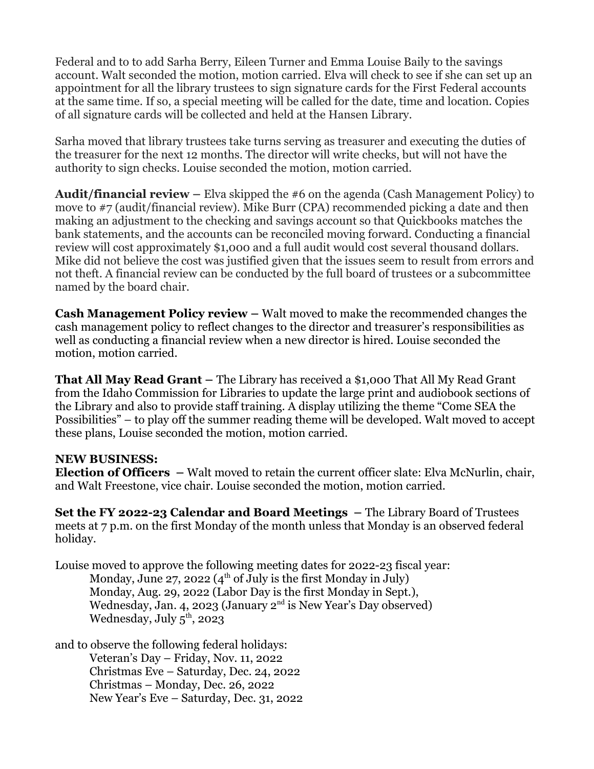Federal and to to add Sarha Berry, Eileen Turner and Emma Louise Baily to the savings account. Walt seconded the motion, motion carried. Elva will check to see if she can set up an appointment for all the library trustees to sign signature cards for the First Federal accounts at the same time. If so, a special meeting will be called for the date, time and location. Copies of all signature cards will be collected and held at the Hansen Library.

Sarha moved that library trustees take turns serving as treasurer and executing the duties of the treasurer for the next 12 months. The director will write checks, but will not have the authority to sign checks. Louise seconded the motion, motion carried.

**Audit/financial review –** Elva skipped the #6 on the agenda (Cash Management Policy) to move to #7 (audit/financial review). Mike Burr (CPA) recommended picking a date and then making an adjustment to the checking and savings account so that Quickbooks matches the bank statements, and the accounts can be reconciled moving forward. Conducting a financial review will cost approximately $1,000 and a full audit would cost several thousand dollars. Mike did not believe the cost was justified given that the issues seem to result from errors and not theft. A financial review can be conducted by the full board of trustees or a subcommittee named by the board chair.

**Cash Management Policy review –** Walt moved to make the recommended changes the cash management policy to reflect changes to the director and treasurer's responsibilities as well as conducting a financial review when a new director is hired. Louise seconded the motion, motion carried.

**That All May Read Grant –** The Library has received a $1,000 That All My Read Grant from the Idaho Commission for Libraries to update the large print and audiobook sections of the Library and also to provide staff training. A display utilizing the theme "Come SEA the Possibilities" – to play off the summer reading theme will be developed. Walt moved to accept these plans, Louise seconded the motion, motion carried.

**NEW BUSINESS:**

**Election of Officers –** Walt moved to retain the current officer slate: Elva McNurlin, chair, and Walt Freestone, vice chair. Louise seconded the motion, motion carried.

**Set the FY 2022-23 Calendar and Board Meetings –** The Library Board of Trustees meets at 7 p.m. on the first Monday of the month unless that Monday is an observed federal holiday.

Louise moved to approve the following meeting dates for 2022-23 fiscal year:

Monday, June 27, 2022 (4th of July is the first Monday in July)
Monday, Aug. 29, 2022 (Labor Day is the first Monday in Sept.),
Wednesday, Jan. 4, 2023 (January 2nd is New Year's Day observed)
Wednesday, July 5th, 2023

and to observe the following federal holidays:

Veteran's Day – Friday, Nov. 11, 2022
Christmas Eve – Saturday, Dec. 24, 2022
Christmas – Monday, Dec. 26, 2022
New Year's Eve – Saturday, Dec. 31, 2022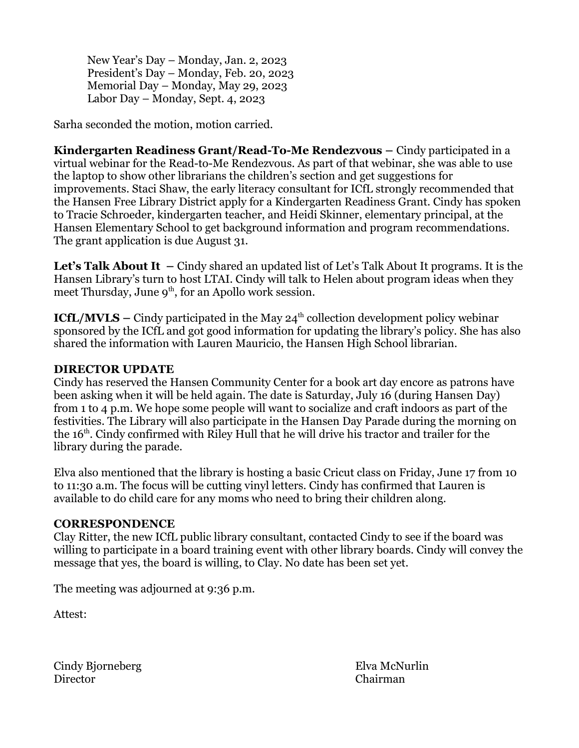New Year's Day – Monday, Jan. 2, 2023
President's Day – Monday, Feb. 20, 2023
Memorial Day – Monday, May 29, 2023
Labor Day – Monday, Sept. 4, 2023

Sarha seconded the motion, motion carried.

**Kindergarten Readiness Grant/Read-To-Me Rendezvous –** Cindy participated in a virtual webinar for the Read-to-Me Rendezvous. As part of that webinar, she was able to use the laptop to show other librarians the children's section and get suggestions for improvements. Staci Shaw, the early literacy consultant for ICfL strongly recommended that the Hansen Free Library District apply for a Kindergarten Readiness Grant. Cindy has spoken to Tracie Schroeder, kindergarten teacher, and Heidi Skinner, elementary principal, at the Hansen Elementary School to get background information and program recommendations. The grant application is due August 31.

**Let's Talk About It –** Cindy shared an updated list of Let's Talk About It programs. It is the Hansen Library's turn to host LTAI. Cindy will talk to Helen about program ideas when they meet Thursday, June 9th, for an Apollo work session.

**ICfL/MVLS –** Cindy participated in the May 24th collection development policy webinar sponsored by the ICfL and got good information for updating the library's policy. She has also shared the information with Lauren Mauricio, the Hansen High School librarian.

**DIRECTOR UPDATE**

Cindy has reserved the Hansen Community Center for a book art day encore as patrons have been asking when it will be held again. The date is Saturday, July 16 (during Hansen Day) from 1 to 4 p.m. We hope some people will want to socialize and craft indoors as part of the festivities. The Library will also participate in the Hansen Day Parade during the morning on the 16th. Cindy confirmed with Riley Hull that he will drive his tractor and trailer for the library during the parade.

Elva also mentioned that the library is hosting a basic Cricut class on Friday, June 17 from 10 to 11:30 a.m. The focus will be cutting vinyl letters. Cindy has confirmed that Lauren is available to do child care for any moms who need to bring their children along.

**CORRESPONDENCE**

Clay Ritter, the new ICfL public library consultant, contacted Cindy to see if the board was willing to participate in a board training event with other library boards. Cindy will convey the message that yes, the board is willing, to Clay. No date has been set yet.

The meeting was adjourned at 9:36 p.m.

Attest:

Cindy Bjorneberg
Director

Elva McNurlin
Chairman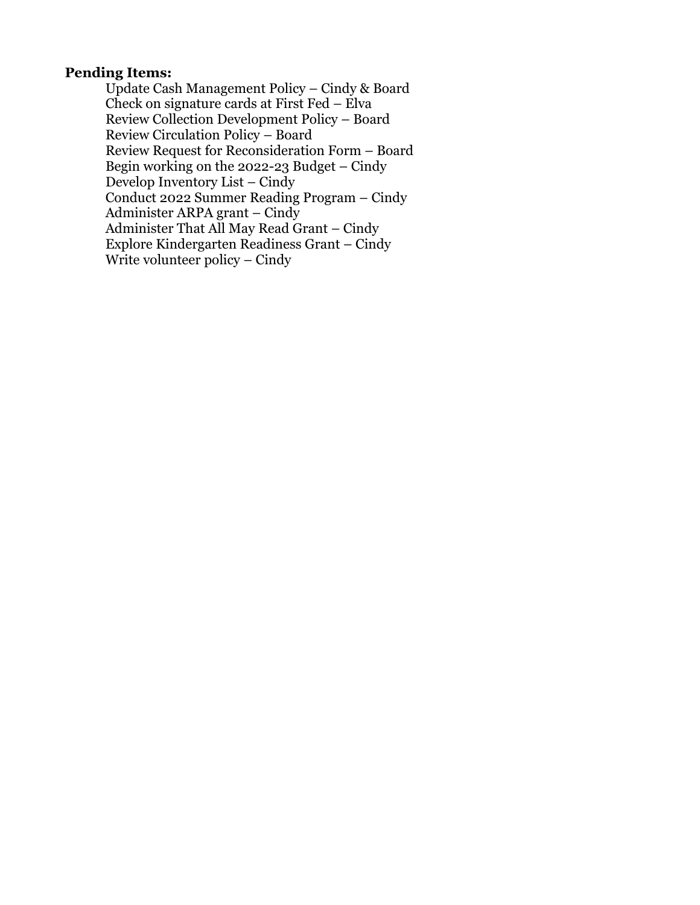**Pending Items:**

Update Cash Management Policy – Cindy & Board
Check on signature cards at First Fed – Elva
Review Collection Development Policy – Board
Review Circulation Policy – Board
Review Request for Reconsideration Form – Board
Begin working on the 2022-23 Budget – Cindy
Develop Inventory List – Cindy
Conduct 2022 Summer Reading Program – Cindy
Administer ARPA grant – Cindy
Administer That All May Read Grant – Cindy
Explore Kindergarten Readiness Grant – Cindy
Write volunteer policy – Cindy